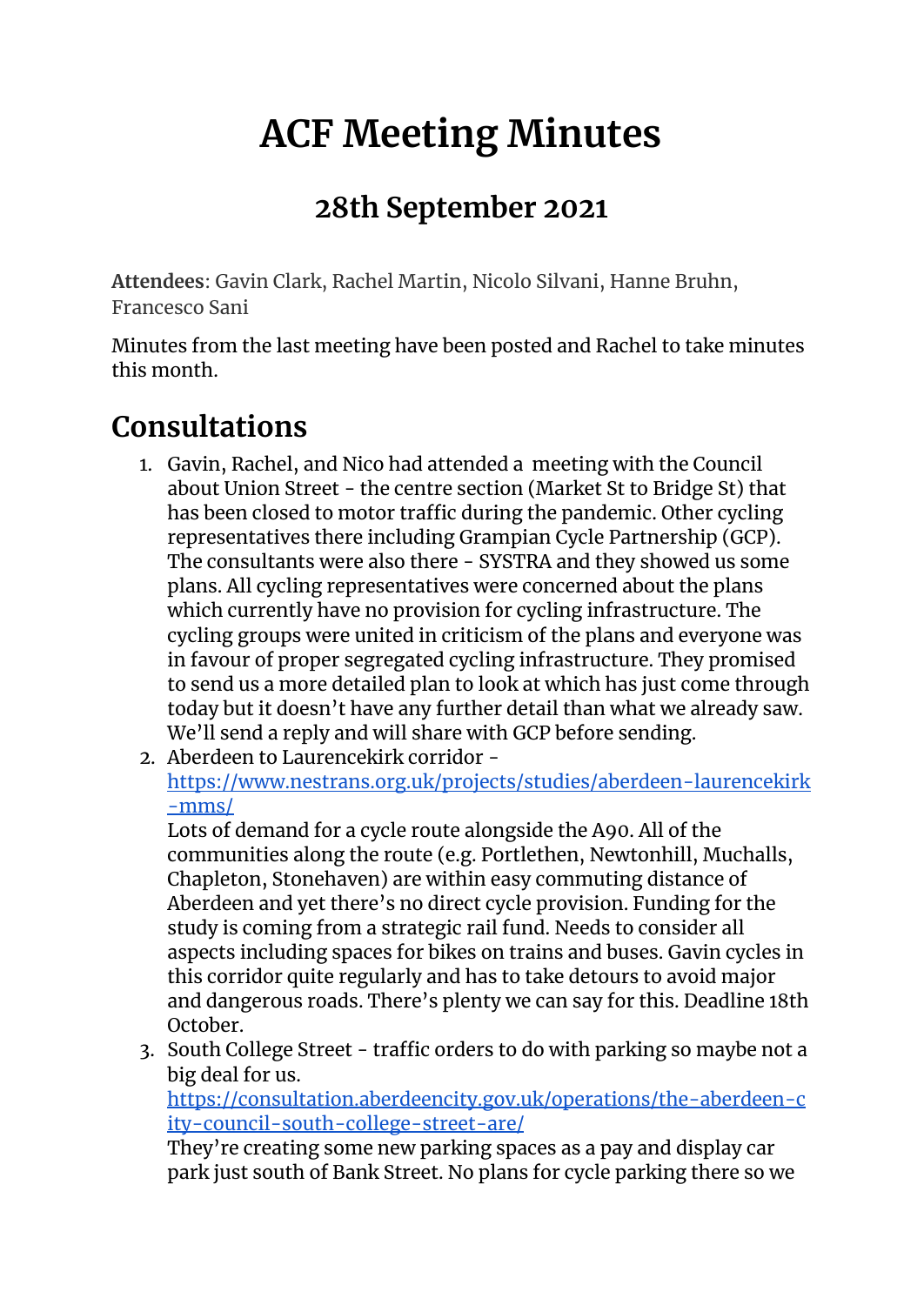# ACF Meeting Minutes

## 28th September 2021

**Attendees**: Gavin Clark, Rachel Martin, Nicolo Silvani, Hanne Bruhn, Francesco Sani

Minutes from the last meeting have been posted and Rachel to take minutes this month.

# Consultations

1. Gavin, Rachel, and Nico had attended a meeting with the Council about Union Street - the centre section (Market St to Bridge St) that has been closed to motor traffic during the pandemic. Other cycling representatives there including Grampian Cycle Partnership (GCP). The consultants were also there - SYSTRA and they showed us some plans. All cycling representatives were concerned about the plans which currently have no provision for cycling infrastructure. The cycling groups were united in criticism of the plans and everyone was in favour of proper segregated cycling infrastructure. They promised to send us a more detailed plan to look at which has just come through today but it doesn't have any further detail than what we already saw. We'll send a reply and will share with GCP before sending.
2. Aberdeen to Laurencekirk corridor - https://www.nestrans.org.uk/projects/studies/aberdeen-laurencekirk-mms/
   Lots of demand for a cycle route alongside the A90. All of the communities along the route (e.g. Portlethen, Newtonhill, Muchalls, Chapleton, Stonehaven) are within easy commuting distance of Aberdeen and yet there's no direct cycle provision. Funding for the study is coming from a strategic rail fund. Needs to consider all aspects including spaces for bikes on trains and buses. Gavin cycles in this corridor quite regularly and has to take detours to avoid major and dangerous roads. There's plenty we can say for this. Deadline 18th October.
3. South College Street - traffic orders to do with parking so maybe not a big deal for us.
   https://consultation.aberdeencity.gov.uk/operations/the-aberdeen-city-council-south-college-street-are/
   They're creating some new parking spaces as a pay and display car park just south of Bank Street. No plans for cycle parking there so we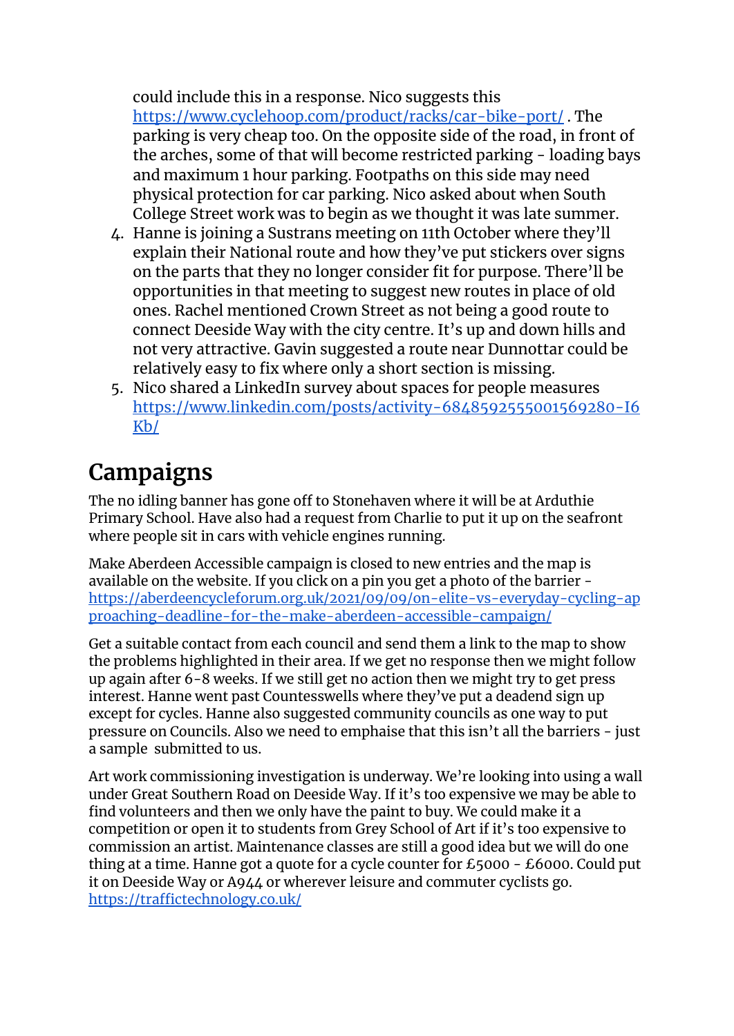could include this in a response. Nico suggests this https://www.cyclehoop.com/product/racks/car-bike-port/ . The parking is very cheap too. On the opposite side of the road, in front of the arches, some of that will become restricted parking - loading bays and maximum 1 hour parking. Footpaths on this side may need physical protection for car parking. Nico asked about when South College Street work was to begin as we thought it was late summer.

4. Hanne is joining a Sustrans meeting on 11th October where they'll explain their National route and how they've put stickers over signs on the parts that they no longer consider fit for purpose. There'll be opportunities in that meeting to suggest new routes in place of old ones. Rachel mentioned Crown Street as not being a good route to connect Deeside Way with the city centre. It's up and down hills and not very attractive. Gavin suggested a route near Dunnottar could be relatively easy to fix where only a short section is missing.
5. Nico shared a LinkedIn survey about spaces for people measures https://www.linkedin.com/posts/activity-6848592555001569280-I6Kb/

# Campaigns

The no idling banner has gone off to Stonehaven where it will be at Arduthie Primary School. Have also had a request from Charlie to put it up on the seafront where people sit in cars with vehicle engines running.

Make Aberdeen Accessible campaign is closed to new entries and the map is available on the website. If you click on a pin you get a photo of the barrier - https://aberdeencycleforum.org.uk/2021/09/09/on-elite-vs-everyday-cycling-approaching-deadline-for-the-make-aberdeen-accessible-campaign/

Get a suitable contact from each council and send them a link to the map to show the problems highlighted in their area. If we get no response then we might follow up again after 6-8 weeks. If we still get no action then we might try to get press interest. Hanne went past Countesswells where they've put a deadend sign up except for cycles. Hanne also suggested community councils as one way to put pressure on Councils. Also we need to emphaise that this isn't all the barriers - just a sample submitted to us.

Art work commissioning investigation is underway. We're looking into using a wall under Great Southern Road on Deeside Way. If it's too expensive we may be able to find volunteers and then we only have the paint to buy. We could make it a competition or open it to students from Grey School of Art if it's too expensive to commission an artist. Maintenance classes are still a good idea but we will do one thing at a time. Hanne got a quote for a cycle counter for £5000 - £6000. Could put it on Deeside Way or A944 or wherever leisure and commuter cyclists go. https://traffictechnology.co.uk/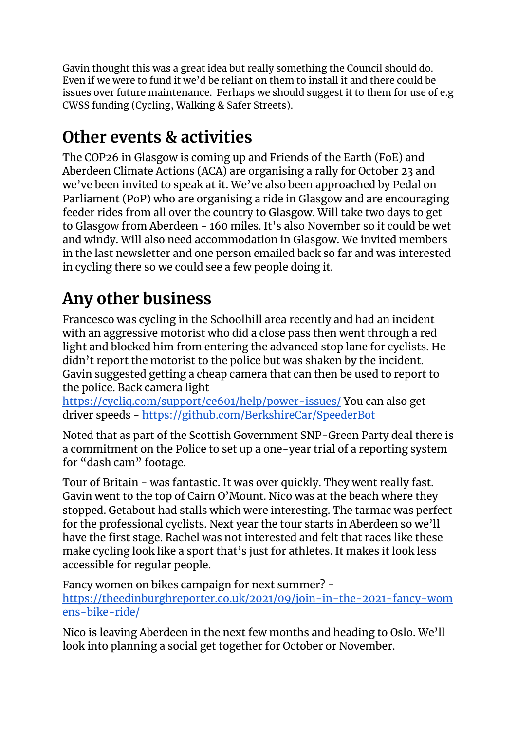Gavin thought this was a great idea but really something the Council should do. Even if we were to fund it we'd be reliant on them to install it and there could be issues over future maintenance. Perhaps we should suggest it to them for use of e.g CWSS funding (Cycling, Walking & Safer Streets).

## Other events & activities

The COP26 in Glasgow is coming up and Friends of the Earth (FoE) and Aberdeen Climate Actions (ACA) are organising a rally for October 23 and we've been invited to speak at it. We've also been approached by Pedal on Parliament (PoP) who are organising a ride in Glasgow and are encouraging feeder rides from all over the country to Glasgow. Will take two days to get to Glasgow from Aberdeen - 160 miles. It's also November so it could be wet and windy. Will also need accommodation in Glasgow. We invited members in the last newsletter and one person emailed back so far and was interested in cycling there so we could see a few people doing it.

## Any other business

Francesco was cycling in the Schoolhill area recently and had an incident with an aggressive motorist who did a close pass then went through a red light and blocked him from entering the advanced stop lane for cyclists. He didn't report the motorist to the police but was shaken by the incident. Gavin suggested getting a cheap camera that can then be used to report to the police. Back camera light [https://cycliq.com/support/ce601/help/power-issues/](https://cycliq.com/support/ce601/help/power-issues/) You can also get driver speeds - [https://github.com/BerkshireCar/SpeederBot](https://github.com/BerkshireCar/SpeederBot)

Noted that as part of the Scottish Government SNP-Green Party deal there is a commitment on the Police to set up a one-year trial of a reporting system for "dash cam" footage.

Tour of Britain - was fantastic. It was over quickly. They went really fast. Gavin went to the top of Cairn O'Mount. Nico was at the beach where they stopped. Getabout had stalls which were interesting. The tarmac was perfect for the professional cyclists. Next year the tour starts in Aberdeen so we'll have the first stage. Rachel was not interested and felt that races like these make cycling look like a sport that's just for athletes. It makes it look less accessible for regular people.

Fancy women on bikes campaign for next summer? - [https://theedinburghreporter.co.uk/2021/09/join-in-the-2021-fancy-womens-bike-ride/](https://theedinburghreporter.co.uk/2021/09/join-in-the-2021-fancy-womens-bike-ride/)

Nico is leaving Aberdeen in the next few months and heading to Oslo. We'll look into planning a social get together for October or November.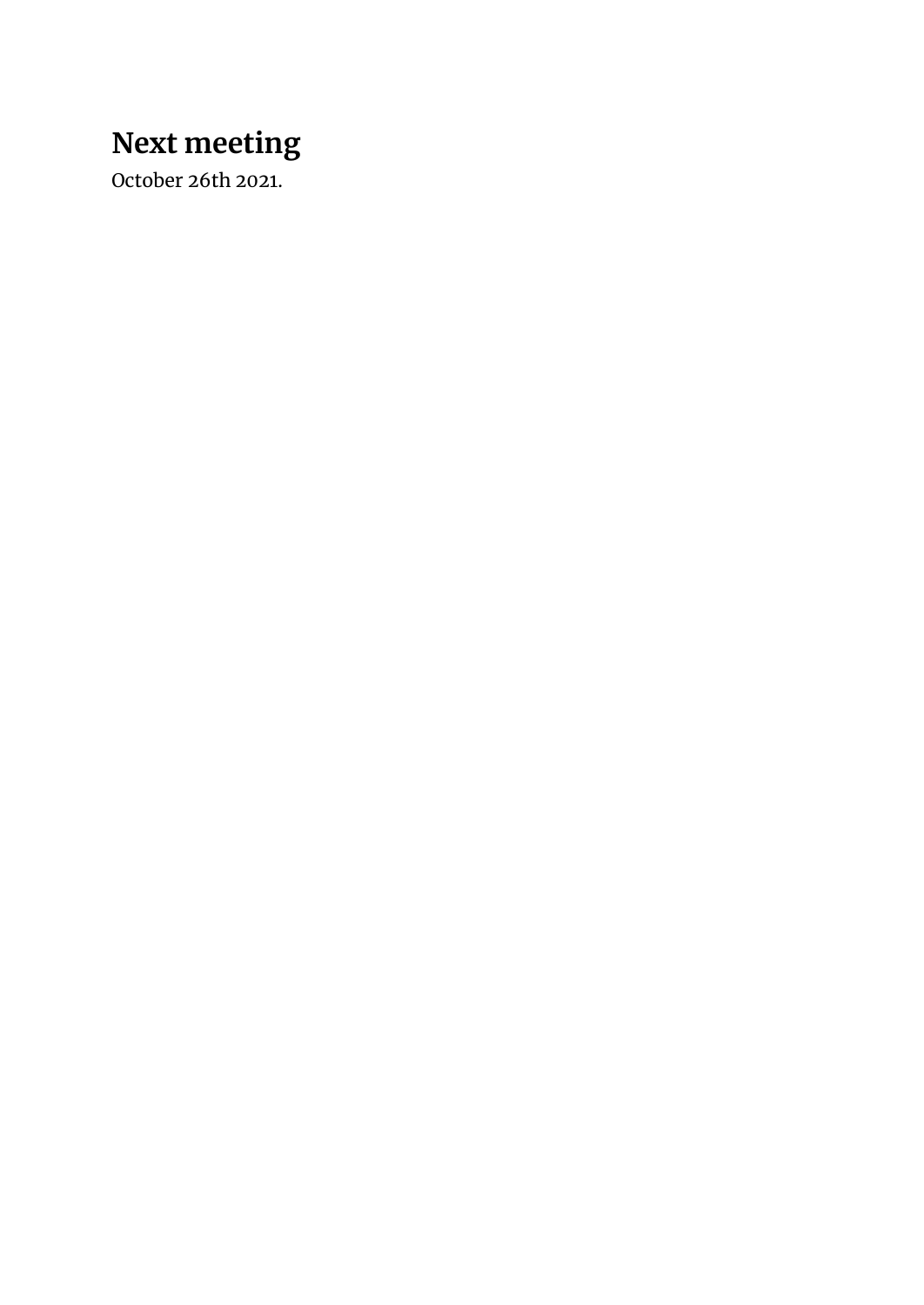## Next meeting

October 26th 2021.